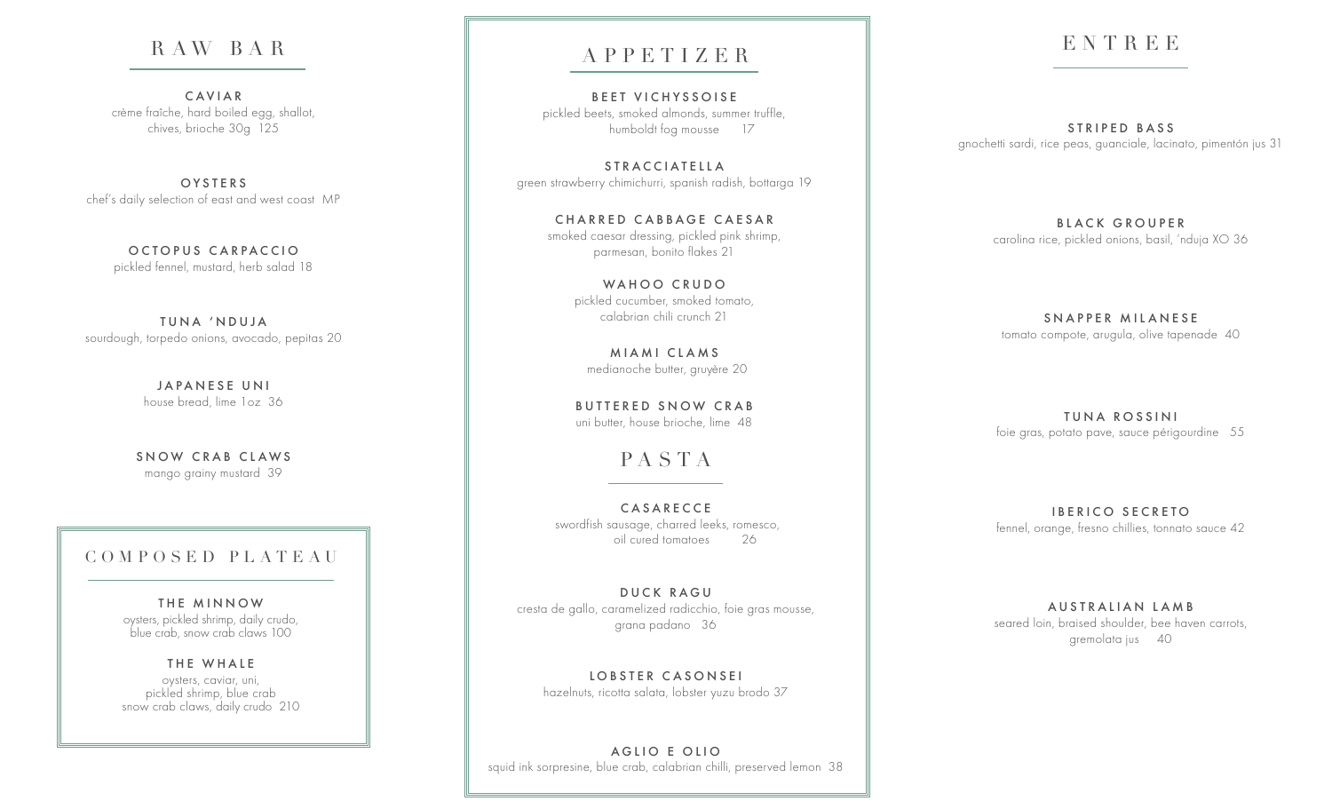## RAW BAR

**CAVIAR**
crème fraîche, hard boiled egg, shallot, chives, brioche 30g 125

**OYSTERS**
chef's daily selection of east and west coast MP

**OCTOPUS CARPACCIO**
pickled fennel, mustard, herb salad 18

**TUNA 'NDUJA**
sourdough, torpedo onions, avocado, pepitas 20

**JAPANESE UNI**
house bread, lime 1oz 36

**SNOW CRAB CLAWS**
mango grainy mustard 39

## COMPOSED PLATEAU

**THE MINNOW**
oysters, pickled shrimp, daily crudo, blue crab, snow crab claws 100

**THE WHALE**
oysters, caviar, uni, pickled shrimp, blue crab snow crab claws, daily crudo 210

## APPETIZER

**BEET VICHYSSOISE**
pickled beets, smoked almonds, summer truffle, humboldt fog mousse 17

**STRACCIATELLA**
green strawberry chimichurri, spanish radish, bottarga 19

**CHARRED CABBAGE CAESAR**
smoked caesar dressing, pickled pink shrimp, parmesan, bonito flakes 21

**WAHOO CRUDO**
pickled cucumber, smoked tomato, calabrian chili crunch 21

**MIAMI CLAMS**
medianoche butter, gruyère 20

**BUTTERED SNOW CRAB**
uni butter, house brioche, lime 48

## PASTA

**CASARECCE**
swordfish sausage, charred leeks, romesco, oil cured tomatoes 26

**DUCK RAGU**
cresta de gallo, caramelized radicchio, foie gras mousse, grana padano 36

**LOBSTER CASONSEI**
hazelnuts, ricotta salata, lobster yuzu brodo 37

**AGLIO E OLIO**
squid ink sorpresine, blue crab, calabrian chilli, preserved lemon 38

## ENTREE

**STRIPED BASS**
gnochetti sardi, rice peas, guanciale, lacinato, pimentón jus 31

**BLACK GROUPER**
carolina rice, pickled onions, basil, 'nduja XO 36

**SNAPPER MILANESE**
tomato compote, arugula, olive tapenade 40

**TUNA ROSSINI**
foie gras, potato pave, sauce périgourdine 55

**IBERICO SECRETO**
fennel, orange, fresno chillies, tonnato sauce 42

**AUSTRALIAN LAMB**
seared loin, braised shoulder, bee haven carrots, gremolata jus 40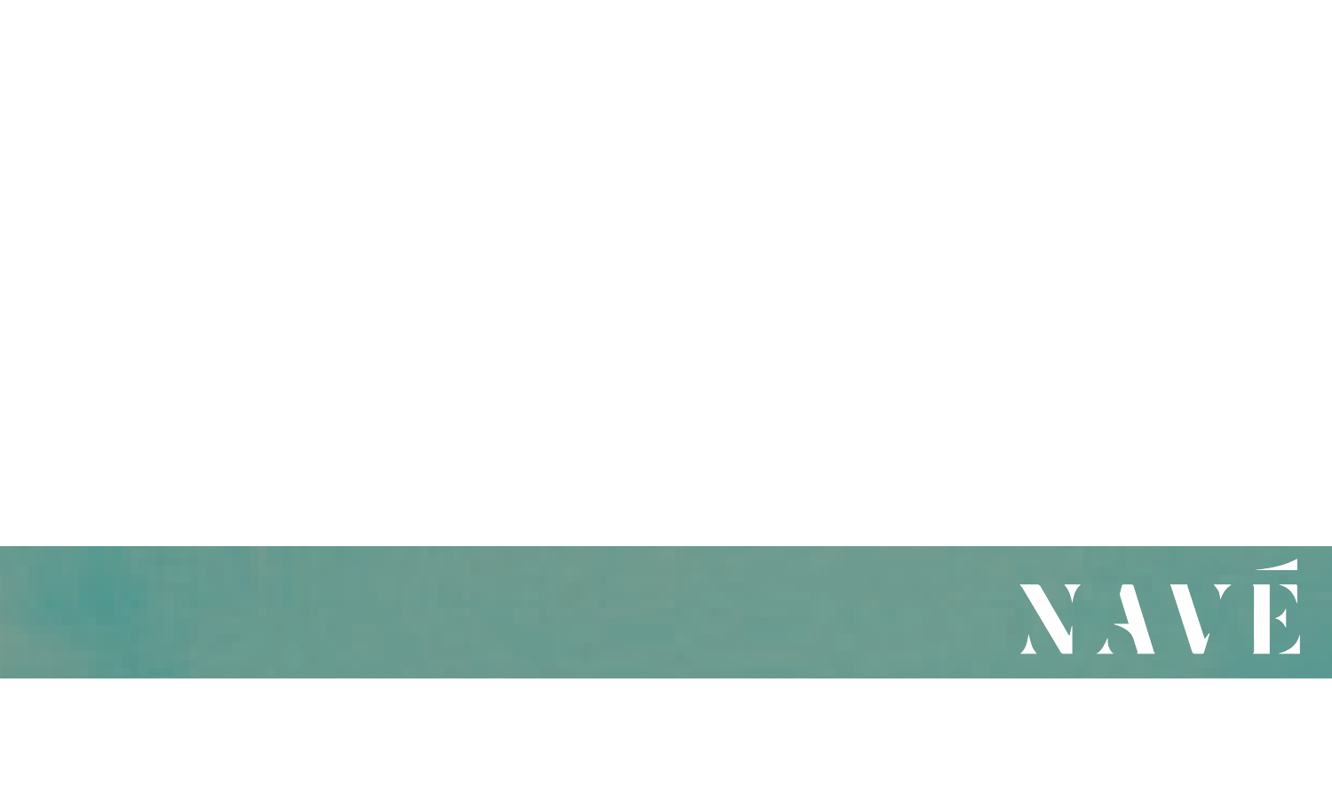NAVÉ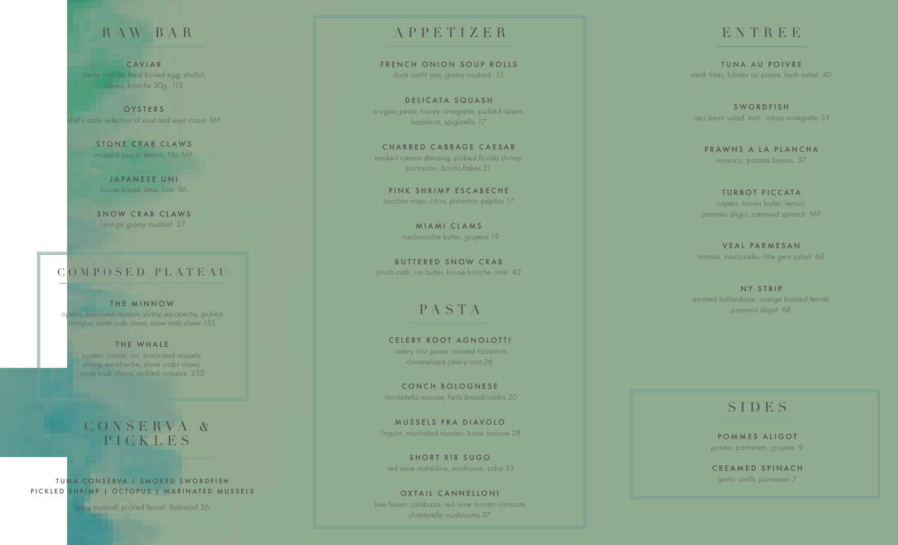# RAW BAR

**CAVIAR**
creme fraiche, hard boiled egg, shallot, chives, brioche 30g 115

**OYSTERS**
chef's daily selection of east and west coast MP

**STONE CRAB CLAWS**
mustard sauce, lemon, 1lb MP

**JAPANESE UNI**
house bread, lime, 1oz 36

**SNOW CRAB CLAWS**
mango grainy mustard 27

## COMPOSED PLATEAU

**THE MINNOW**
oysters, marinated mussels, shrimp escabeche, pickled octopus, stone crab claws, snow crab claws 155

**THE WHALE**
oysters, caviar, uni, marinated mussels, shrimp escabeche, stone crabs claws, snow crab claws, pickled octopus 255

## CONSERVA & PICKLES

TUNA CONSERVA | SMOKED SWORDFISH
PICKLED SHRIMP | OCTOPUS | MARINATED MUSSELS

spicy mustard, pickled fennel, flatbread 36

# APPETIZER

**FRENCH ONION SOUP ROLLS**
duck confit jam, grainy mustard 15

**DELICATA SQUASH**
arugula pesto, honey vinaigrette, pickled raisins, hazelnuts, spigarello 17

**CHARRED CABBAGE CAESAR**
smoked caesar dressing, pickled florida shrimp, parmesan, bonito flakes 21

**PINK SHRIMP ESCABECHE**
zucchini mojo, citrus, pimenton pepitas 17

**MIAMI CLAMS**
medianoche butter, gruyere 19

**BUTTERED SNOW CRAB**
jonah crab, uni butter, house brioche, lime 42

# PASTA

**CELERY ROOT AGNOLOTTI**
celery root puree, toasted hazelnuts, caramelized celery root 26

**CONCH BOLOGNESE**
mortadella mousse, herb breadcrumbs 30

**MUSSELS FRA DIAVOLO**
linguini, marinated mussles, bone marrow 28

**SHORT RIB SUGO**
red wine mafaldine, mushroom, saba 33

**OXTAIL CANNELLONI**
bee haven calabaza, red wine tomato compote, chantarelle mushrooms 37

# ENTREE

**TUNA AU POIVRE**
steak frites, lobster au poivre, herb salad 40

**SWORDFISH**
ceci bean salad, mint, 'nduja vinaigrette 33

**PRAWNS A LA PLANCHA**
romesco, patatas bravas 37

**TURBOT PICCATA**
capers, brown butter, lemon, pommes aligot, creamed spinach MP

**VEAL PARMESAN**
tomato, mozzarella, little gem salad 60

**NY STRIP**
aerated hollandaise, orange braised fennel, pommes aligot 68

## SIDES

**POMMES ALIGOT**
potato, parmesan, gruyere 9

**CREAMED SPINACH**
garlic confit, parmesan 7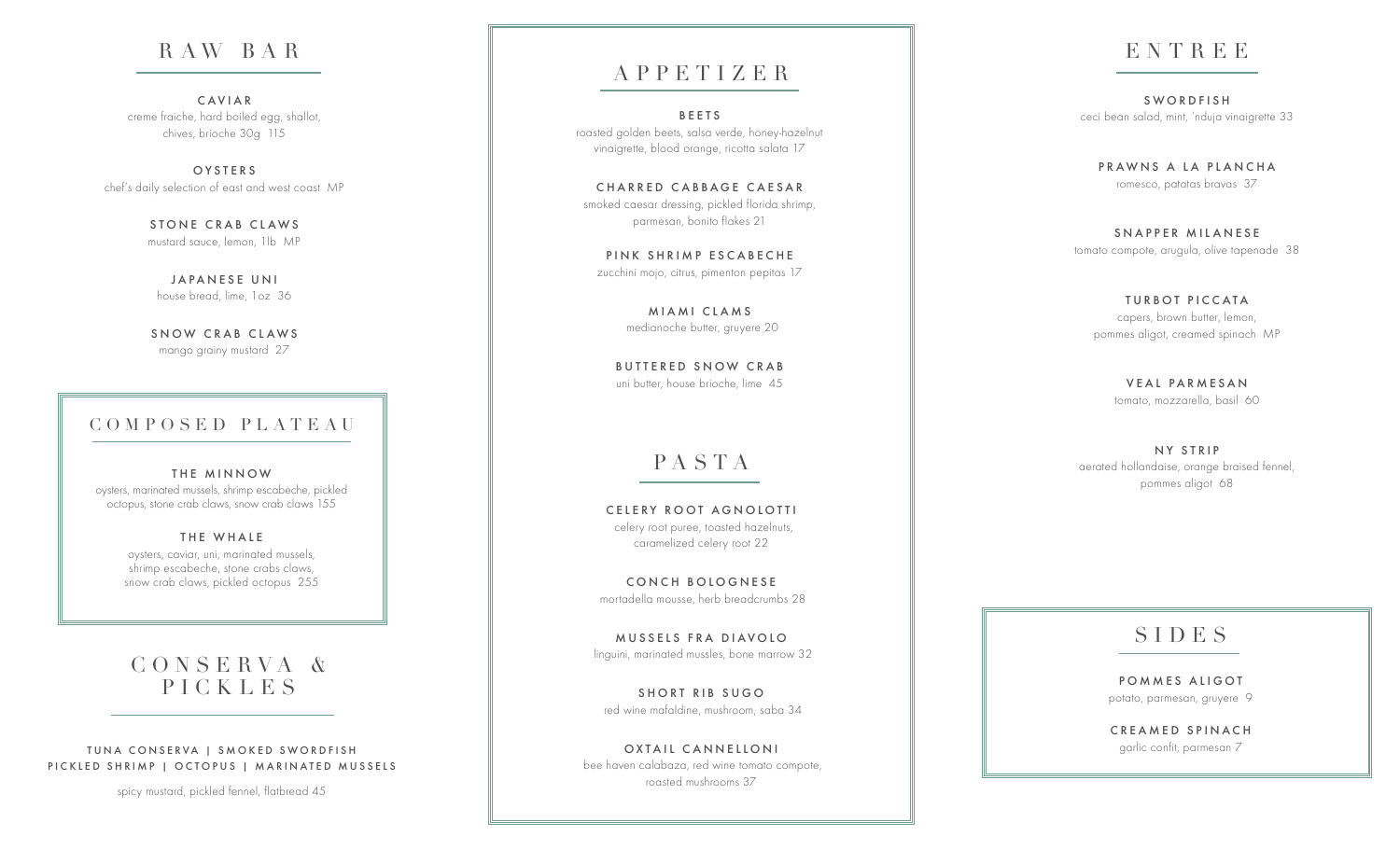## RAW BAR

**CAVIAR**
creme fraiche, hard boiled egg, shallot, chives, brioche 30g 115

**OYSTERS**
chef's daily selection of east and west coast MP

**STONE CRAB CLAWS**
mustard sauce, lemon, 1lb MP

**JAPANESE UNI**
house bread, lime, 1oz 36

**SNOW CRAB CLAWS**
mango grainy mustard 27

## COMPOSED PLATEAU

**THE MINNOW**
oysters, marinated mussels, shrimp escabeche, pickled octopus, stone crab claws, snow crab claws 155

**THE WHALE**
oysters, caviar, uni, marinated mussels, shrimp escabeche, stone crabs claws, snow crab claws, pickled octopus 255

## CONSERVA & PICKLES

**TUNA CONSERVA | SMOKED SWORDFISH**
**PICKLED SHRIMP | OCTOPUS | MARINATED MUSSELS**

spicy mustard, pickled fennel, flatbread 45

## APPETIZER

**BEETS**
roasted golden beets, salsa verde, honey-hazelnut vinaigrette, blood orange, ricotta salata 17

**CHARRED CABBAGE CAESAR**
smoked caesar dressing, pickled florida shrimp, parmesan, bonito flakes 21

**PINK SHRIMP ESCABECHE**
zucchini mojo, citrus, pimenton pepitas 17

**MIAMI CLAMS**
medianoche butter, gruyere 20

**BUTTERED SNOW CRAB**
uni butter, house brioche, lime 45

## PASTA

**CELERY ROOT AGNOLOTTI**
celery root puree, toasted hazelnuts, caramelized celery root 22

**CONCH BOLOGNESE**
mortadella mousse, herb breadcrumbs 28

**MUSSELS FRA DIAVOLO**
linguini, marinated mussles, bone marrow 32

**SHORT RIB SUGO**
red wine mafaldine, mushroom, saba 34

**OXTAIL CANNELLONI**
bee haven calabaza, red wine tomato compote, roasted mushrooms 37

## ENTREE

**SWORDFISH**
ceci bean salad, mint, 'nduja vinaigrette 33

**PRAWNS A LA PLANCHA**
romesco, patatas bravas 37

**SNAPPER MILANESE**
tomato compote, arugula, olive tapenade 38

**TURBOT PICCATA**
capers, brown butter, lemon, pommes aligot, creamed spinach MP

**VEAL PARMESAN**
tomato, mozzarella, basil 60

**NY STRIP**
aerated hollandaise, orange braised fennel, pommes aligot 68

## SIDES

**POMMES ALIGOT**
potato, parmesan, gruyere 9

**CREAMED SPINACH**
garlic confit, parmesan 7